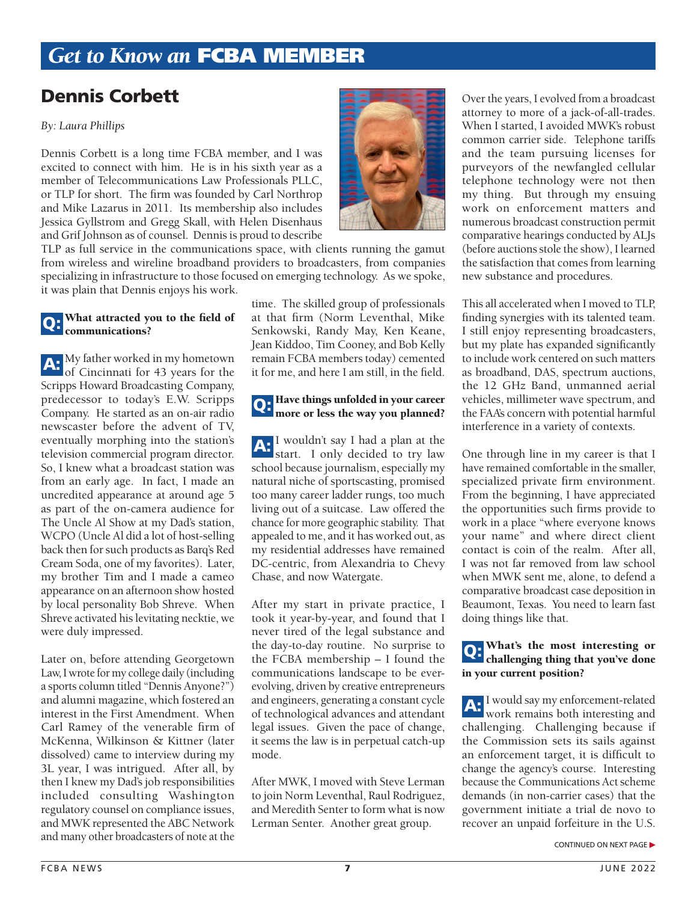# *Get to Know an* FCBA MEMBER

## Dennis Corbett

*By: Laura Phillips*

Dennis Corbett is a long time FCBA member, and I was excited to connect with him. He is in his sixth year as a member of Telecommunications Law Professionals PLLC, or TLP for short. The firm was founded by Carl Northrop and Mike Lazarus in 2011. Its membership also includes Jessica Gyllstrom and Gregg Skall, with Helen Disenhaus and Grif Johnson as of counsel. Dennis is proud to describe TLP as full service in the communications space, with clients running the gamut from wireless and wireline broadband providers to broadcasters, from companies specializing in infrastructure to those focused on emerging technology. As we spoke, it was plain that Dennis enjoys his work.

**Q: What attracted you to the field of communications?**

**A:** My father worked in my hometown of Cincinnati for 43 years for the Scripps Howard Broadcasting Company, predecessor to today's E.W. Scripps Company. He started as an on-air radio newscaster before the advent of TV, eventually morphing into the station's television commercial program director. So, I knew what a broadcast station was from an early age. In fact, I made an uncredited appearance at around age 5 as part of the on-camera audience for The Uncle Al Show at my Dad's station, WCPO (Uncle Al did a lot of host-selling back then for such products as Barq's Red Cream Soda, one of my favorites). Later, my brother Tim and I made a cameo appearance on an afternoon show hosted by local personality Bob Shreve. When Shreve activated his levitating necktie, we were duly impressed.

Later on, before attending Georgetown Law, I wrote for my college daily (including a sports column titled "Dennis Anyone?") and alumni magazine, which fostered an interest in the First Amendment. When Carl Ramey of the venerable firm of McKenna, Wilkinson & Kittner (later dissolved) came to interview during my 3L year, I was intrigued. After all, by then I knew my Dad's job responsibilities included consulting Washington regulatory counsel on compliance issues, and MWK represented the ABC Network and many other broadcasters of note at the time. The skilled group of professionals at that firm (Norm Leventhal, Mike Senkowski, Randy May, Ken Keane, Jean Kiddoo, Tim Cooney, and Bob Kelly remain FCBA members today) cemented it for me, and here I am still, in the field.

**Q: Have things unfolded in your career more or less the way you planned?**

**A:** I wouldn't say I had a plan at the start. I only decided to try law school because journalism, especially my natural niche of sportscasting, promised too many career ladder rungs, too much living out of a suitcase. Law offered the chance for more geographic stability. That appealed to me, and it has worked out, as my residential addresses have remained DC-centric, from Alexandria to Chevy Chase, and now Watergate.

After my start in private practice, I took it year-by-year, and found that I never tired of the legal substance and the day-to-day routine. No surprise to the FCBA membership – I found the communications landscape to be ever-evolving, driven by creative entrepreneurs and engineers, generating a constant cycle of technological advances and attendant legal issues. Given the pace of change, it seems the law is in perpetual catch-up mode.

After MWK, I moved with Steve Lerman to join Norm Leventhal, Raul Rodriguez, and Meredith Senter to form what is now Lerman Senter. Another great group.

Over the years, I evolved from a broadcast attorney to more of a jack-of-all-trades. When I started, I avoided MWK's robust common carrier side. Telephone tariffs and the team pursuing licenses for purveyors of the newfangled cellular telephone technology were not then my thing. But through my ensuing work on enforcement matters and numerous broadcast construction permit comparative hearings conducted by ALJs (before auctions stole the show), I learned the satisfaction that comes from learning new substance and procedures.

This all accelerated when I moved to TLP, finding synergies with its talented team. I still enjoy representing broadcasters, but my plate has expanded significantly to include work centered on such matters as broadband, DAS, spectrum auctions, the 12 GHz Band, unmanned aerial vehicles, millimeter wave spectrum, and the FAA's concern with potential harmful interference in a variety of contexts.

One through line in my career is that I have remained comfortable in the smaller, specialized private firm environment. From the beginning, I have appreciated the opportunities such firms provide to work in a place "where everyone knows your name" and where direct client contact is coin of the realm. After all, I was not far removed from law school when MWK sent me, alone, to defend a comparative broadcast case deposition in Beaumont, Texas. You need to learn fast doing things like that.

**Q: What's the most interesting or challenging thing that you've done in your current position?**

**A:** I would say my enforcement-related work remains both interesting and challenging. Challenging because if the Commission sets its sails against an enforcement target, it is difficult to change the agency's course. Interesting because the Communications Act scheme demands (in non-carrier cases) that the government initiate a trial de novo to recover an unpaid forfeiture in the U.S.

CONTINUED ON NEXT PAGE ▶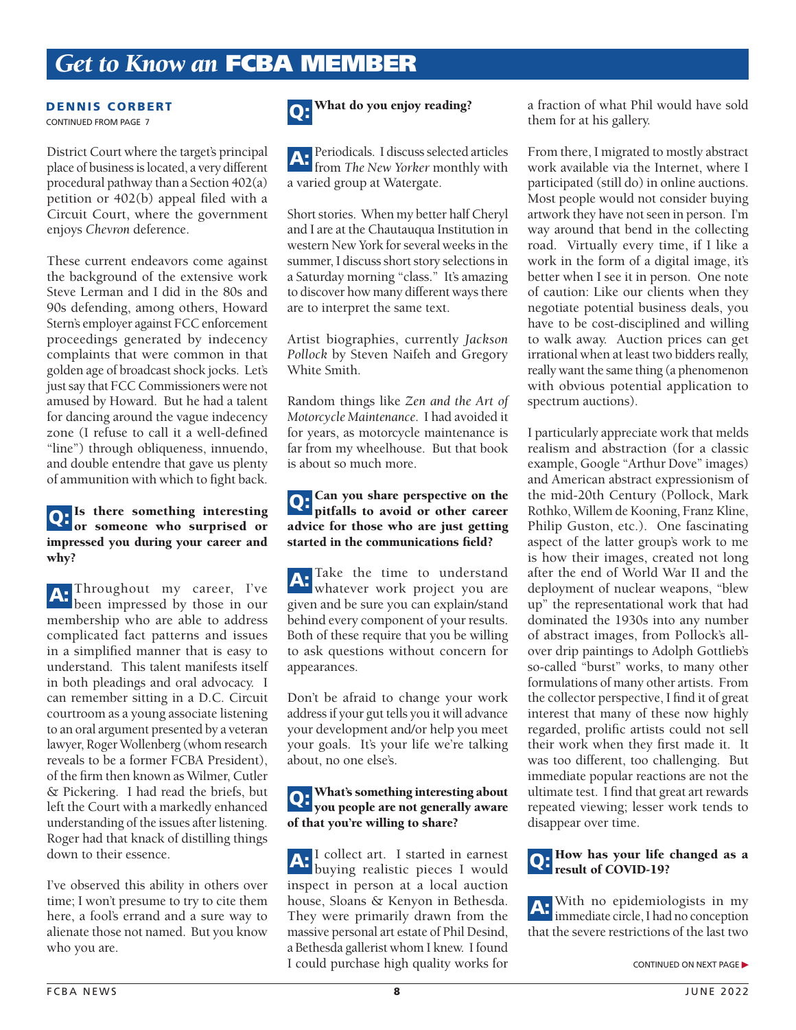# *Get to Know an* FCBA MEMBER

**DENNIS CORBERT**

CONTINUED FROM PAGE 7

District Court where the target's principal place of business is located, a very different procedural pathway than a Section 402(a) petition or 402(b) appeal filed with a Circuit Court, where the government enjoys *Chevron* deference.

These current endeavors come against the background of the extensive work Steve Lerman and I did in the 80s and 90s defending, among others, Howard Stern's employer against FCC enforcement proceedings generated by indecency complaints that were common in that golden age of broadcast shock jocks. Let's just say that FCC Commissioners were not amused by Howard. But he had a talent for dancing around the vague indecency zone (I refuse to call it a well-defined "line") through obliqueness, innuendo, and double entendre that gave us plenty of ammunition with which to fight back.

**Q: Is there something interesting or someone who surprised or impressed you during your career and why?**

**A:** Throughout my career, I've been impressed by those in our membership who are able to address complicated fact patterns and issues in a simplified manner that is easy to understand. This talent manifests itself in both pleadings and oral advocacy. I can remember sitting in a D.C. Circuit courtroom as a young associate listening to an oral argument presented by a veteran lawyer, Roger Wollenberg (whom research reveals to be a former FCBA President), of the firm then known as Wilmer, Cutler & Pickering. I had read the briefs, but left the Court with a markedly enhanced understanding of the issues after listening. Roger had that knack of distilling things down to their essence.

I've observed this ability in others over time; I won't presume to try to cite them here, a fool's errand and a sure way to alienate those not named. But you know who you are.

**Q: What do you enjoy reading?**

**A:** Periodicals. I discuss selected articles from *The New Yorker* monthly with a varied group at Watergate.

Short stories. When my better half Cheryl and I are at the Chautauqua Institution in western New York for several weeks in the summer, I discuss short story selections in a Saturday morning "class." It's amazing to discover how many different ways there are to interpret the same text.

Artist biographies, currently *Jackson Pollock* by Steven Naifeh and Gregory White Smith.

Random things like *Zen and the Art of Motorcycle Maintenance*. I had avoided it for years, as motorcycle maintenance is far from my wheelhouse. But that book is about so much more.

**Q: Can you share perspective on the pitfalls to avoid or other career advice for those who are just getting started in the communications field?**

**A:** Take the time to understand whatever work project you are given and be sure you can explain/stand behind every component of your results. Both of these require that you be willing to ask questions without concern for appearances.

Don't be afraid to change your work address if your gut tells you it will advance your development and/or help you meet your goals. It's your life we're talking about, no one else's.

**Q: What's something interesting about you people are not generally aware of that you're willing to share?**

**A:** I collect art. I started in earnest buying realistic pieces I would inspect in person at a local auction house, Sloans & Kenyon in Bethesda. They were primarily drawn from the massive personal art estate of Phil Desind, a Bethesda gallerist whom I knew. I found I could purchase high quality works for a fraction of what Phil would have sold them for at his gallery.

From there, I migrated to mostly abstract work available via the Internet, where I participated (still do) in online auctions. Most people would not consider buying artwork they have not seen in person. I'm way around that bend in the collecting road. Virtually every time, if I like a work in the form of a digital image, it's better when I see it in person. One note of caution: Like our clients when they negotiate potential business deals, you have to be cost-disciplined and willing to walk away. Auction prices can get irrational when at least two bidders really, really want the same thing (a phenomenon with obvious potential application to spectrum auctions).

I particularly appreciate work that melds realism and abstraction (for a classic example, Google "Arthur Dove" images) and American abstract expressionism of the mid-20th Century (Pollock, Mark Rothko, Willem de Kooning, Franz Kline, Philip Guston, etc.). One fascinating aspect of the latter group's work to me is how their images, created not long after the end of World War II and the deployment of nuclear weapons, "blew up" the representational work that had dominated the 1930s into any number of abstract images, from Pollock's all-over drip paintings to Adolph Gottlieb's so-called "burst" works, to many other formulations of many other artists. From the collector perspective, I find it of great interest that many of these now highly regarded, prolific artists could not sell their work when they first made it. It was too different, too challenging. But immediate popular reactions are not the ultimate test. I find that great art rewards repeated viewing; lesser work tends to disappear over time.

**Q: How has your life changed as a result of COVID-19?**

**A:** With no epidemiologists in my immediate circle, I had no conception that the severe restrictions of the last two

CONTINUED ON NEXT PAGE ▶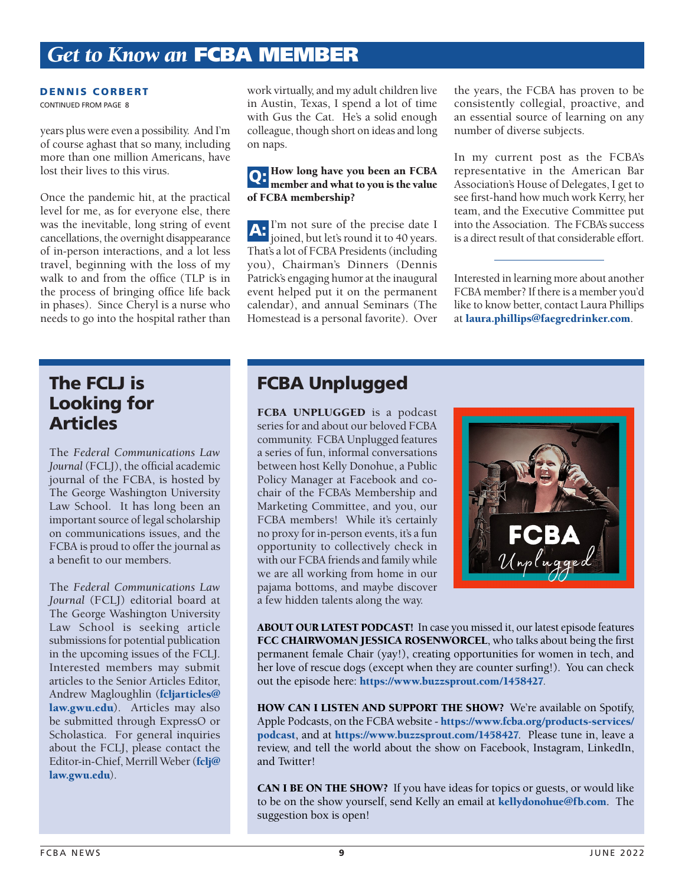# *Get to Know an* FCBA MEMBER

**DENNIS CORBERT**

CONTINUED FROM PAGE 8

years plus were even a possibility. And I'm of course aghast that so many, including more than one million Americans, have lost their lives to this virus.

Once the pandemic hit, at the practical level for me, as for everyone else, there was the inevitable, long string of event cancellations, the overnight disappearance of in-person interactions, and a lot less travel, beginning with the loss of my walk to and from the office (TLP is in the process of bringing office life back in phases). Since Cheryl is a nurse who needs to go into the hospital rather than work virtually, and my adult children live in Austin, Texas, I spend a lot of time with Gus the Cat. He's a solid enough colleague, though short on ideas and long on naps.

**Q: How long have you been an FCBA member and what to you is the value of FCBA membership?**

**A:** I'm not sure of the precise date I joined, but let's round it to 40 years. That's a lot of FCBA Presidents (including you), Chairman's Dinners (Dennis Patrick's engaging humor at the inaugural event helped put it on the permanent calendar), and annual Seminars (The Homestead is a personal favorite). Over the years, the FCBA has proven to be consistently collegial, proactive, and an essential source of learning on any number of diverse subjects.

In my current post as the FCBA's representative in the American Bar Association's House of Delegates, I get to see first-hand how much work Kerry, her team, and the Executive Committee put into the Association. The FCBA's success is a direct result of that considerable effort.

---

Interested in learning more about another FCBA member? If there is a member you'd like to know better, contact Laura Phillips at **laura.phillips@faegredrinker.com**.

## The FCLJ is Looking for Articles

The *Federal Communications Law Journal* (FCLJ), the official academic journal of the FCBA, is hosted by The George Washington University Law School. It has long been an important source of legal scholarship on communications issues, and the FCBA is proud to offer the journal as a benefit to our members.

The *Federal Communications Law Journal* (FCLJ) editorial board at The George Washington University Law School is seeking article submissions for potential publication in the upcoming issues of the FCLJ. Interested members may submit articles to the Senior Articles Editor, Andrew Magloughlin (**fcljarticles@law.gwu.edu**). Articles may also be submitted through ExpressO or Scholastica. For general inquiries about the FCLJ, please contact the Editor-in-Chief, Merrill Weber (**fclj@law.gwu.edu**).

## FCBA Unplugged

**FCBA UNPLUGGED** is a podcast series for and about our beloved FCBA community. FCBA Unplugged features a series of fun, informal conversations between host Kelly Donohue, a Public Policy Manager at Facebook and co-chair of the FCBA's Membership and Marketing Committee, and you, our FCBA members! While it's certainly no proxy for in-person events, it's a fun opportunity to collectively check in with our FCBA friends and family while we are all working from home in our pajama bottoms, and maybe discover a few hidden talents along the way.

**ABOUT OUR LATEST PODCAST!** In case you missed it, our latest episode features **FCC CHAIRWOMAN JESSICA ROSENWORCEL**, who talks about being the first permanent female Chair (yay!), creating opportunities for women in tech, and her love of rescue dogs (except when they are counter surfing!). You can check out the episode here: **https://www.buzzsprout.com/1458427**.

**HOW CAN I LISTEN AND SUPPORT THE SHOW?** We're available on Spotify, Apple Podcasts, on the FCBA website - **https://www.fcba.org/products-services/podcast**, and at **https://www.buzzsprout.com/1458427**. Please tune in, leave a review, and tell the world about the show on Facebook, Instagram, LinkedIn, and Twitter!

**CAN I BE ON THE SHOW?** If you have ideas for topics or guests, or would like to be on the show yourself, send Kelly an email at **kellydonohue@fb.com**. The suggestion box is open!